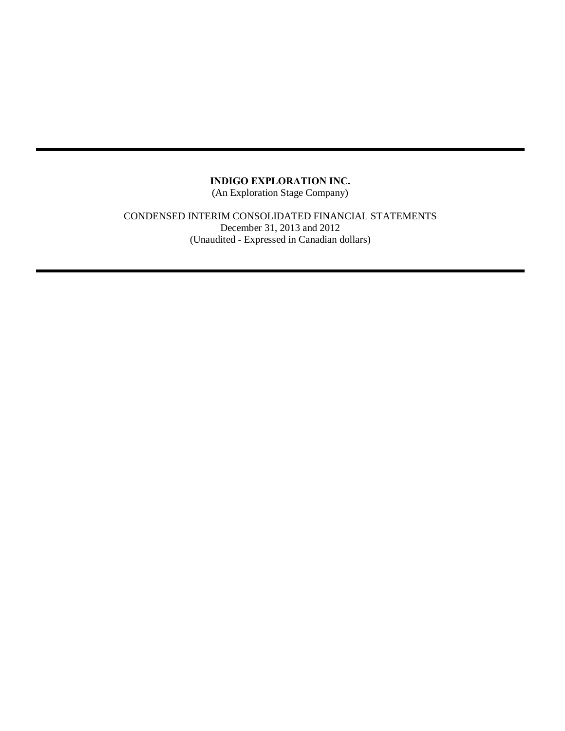# INDIGO EXPLORATION INC.

(An Exploration Stage Company)

CONDENSED INTERIM CONSOLIDATED FINANCIAL STATEMENTS
December 31, 2013 and 2012
(Unaudited - Expressed in Canadian dollars)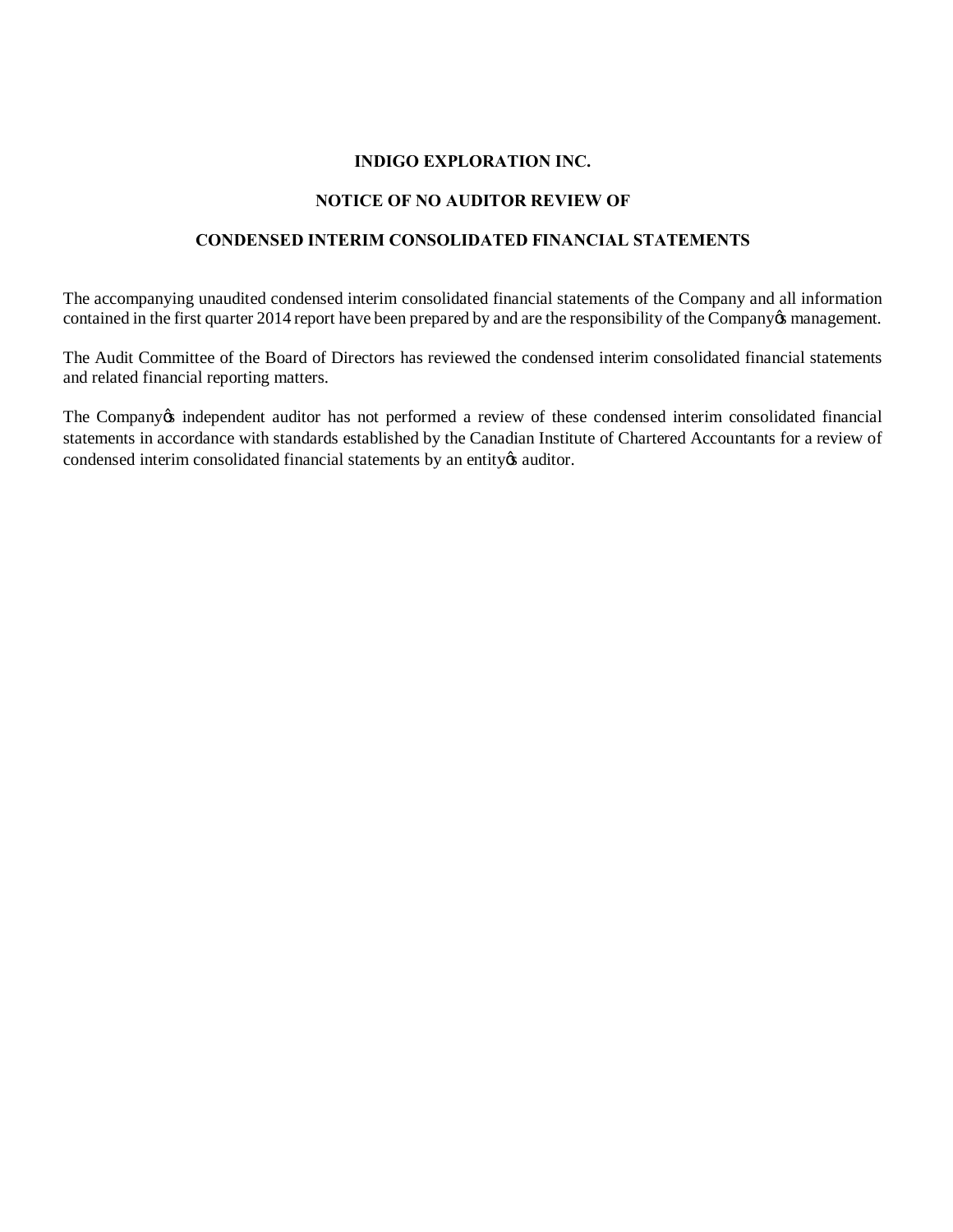**INDIGO EXPLORATION INC.**

**NOTICE OF NO AUDITOR REVIEW OF**

**CONDENSED INTERIM CONSOLIDATED FINANCIAL STATEMENTS**

The accompanying unaudited condensed interim consolidated financial statements of the Company and all information contained in the first quarter 2014 report have been prepared by and are the responsibility of the Company's management.

The Audit Committee of the Board of Directors has reviewed the condensed interim consolidated financial statements and related financial reporting matters.

The Company's independent auditor has not performed a review of these condensed interim consolidated financial statements in accordance with standards established by the Canadian Institute of Chartered Accountants for a review of condensed interim consolidated financial statements by an entity's auditor.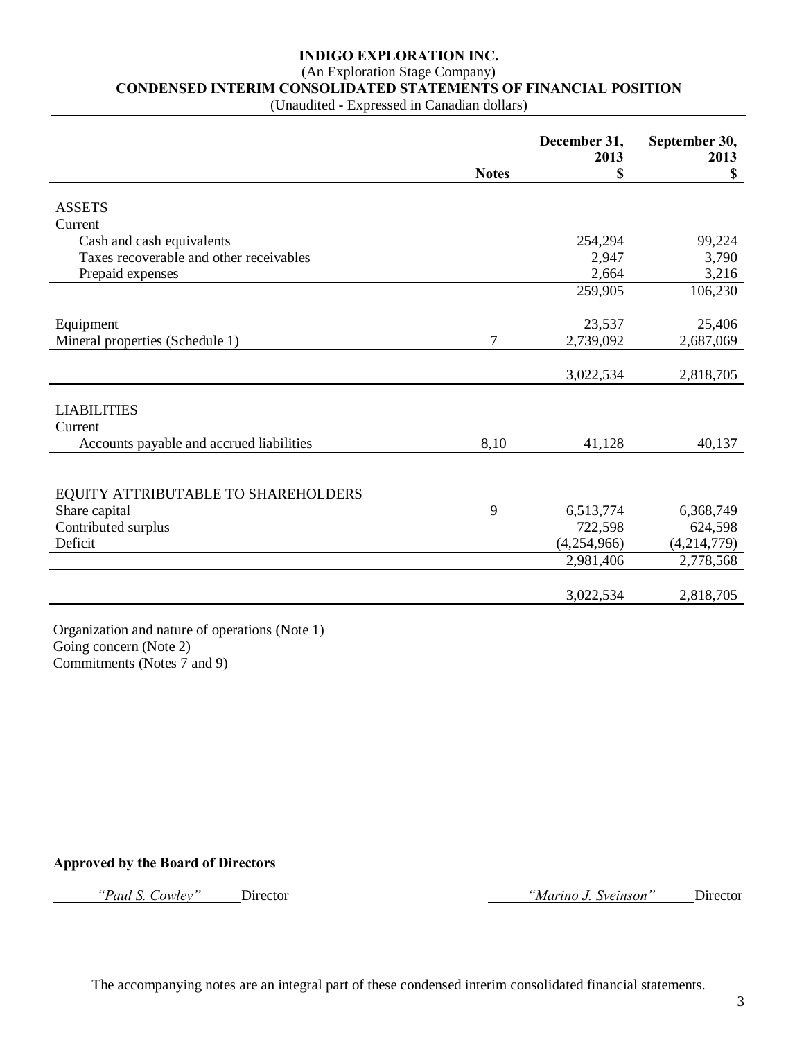**INDIGO EXPLORATION INC.**
(An Exploration Stage Company)
**CONDENSED INTERIM CONSOLIDATED STATEMENTS OF FINANCIAL POSITION**
(Unaudited - Expressed in Canadian dollars)

| | Notes | December 31, 2013 $ | September 30, 2013 $ |
|---|---|---|---|
| ASSETS | | | |
| Current | | | |
| Cash and cash equivalents | | 254,294 | 99,224 |
| Taxes recoverable and other receivables | | 2,947 | 3,790 |
| Prepaid expenses | | 2,664 | 3,216 |
| | | 259,905 | 106,230 |
| Equipment | | 23,537 | 25,406 |
| Mineral properties (Schedule 1) | 7 | 2,739,092 | 2,687,069 |
| | | 3,022,534 | 2,818,705 |
| LIABILITIES | | | |
| Current | | | |
| Accounts payable and accrued liabilities | 8,10 | 41,128 | 40,137 |
| EQUITY ATTRIBUTABLE TO SHAREHOLDERS | | | |
| Share capital | 9 | 6,513,774 | 6,368,749 |
| Contributed surplus | | 722,598 | 624,598 |
| Deficit | | (4,254,966) | (4,214,779) |
| | | 2,981,406 | 2,778,568 |
| | | 3,022,534 | 2,818,705 |

Organization and nature of operations (Note 1)
Going concern (Note 2)
Commitments (Notes 7 and 9)

**Approved by the Board of Directors**

*"Paul S. Cowley"* Director *"Marino J. Sveinson"* Director

The accompanying notes are an integral part of these condensed interim consolidated financial statements.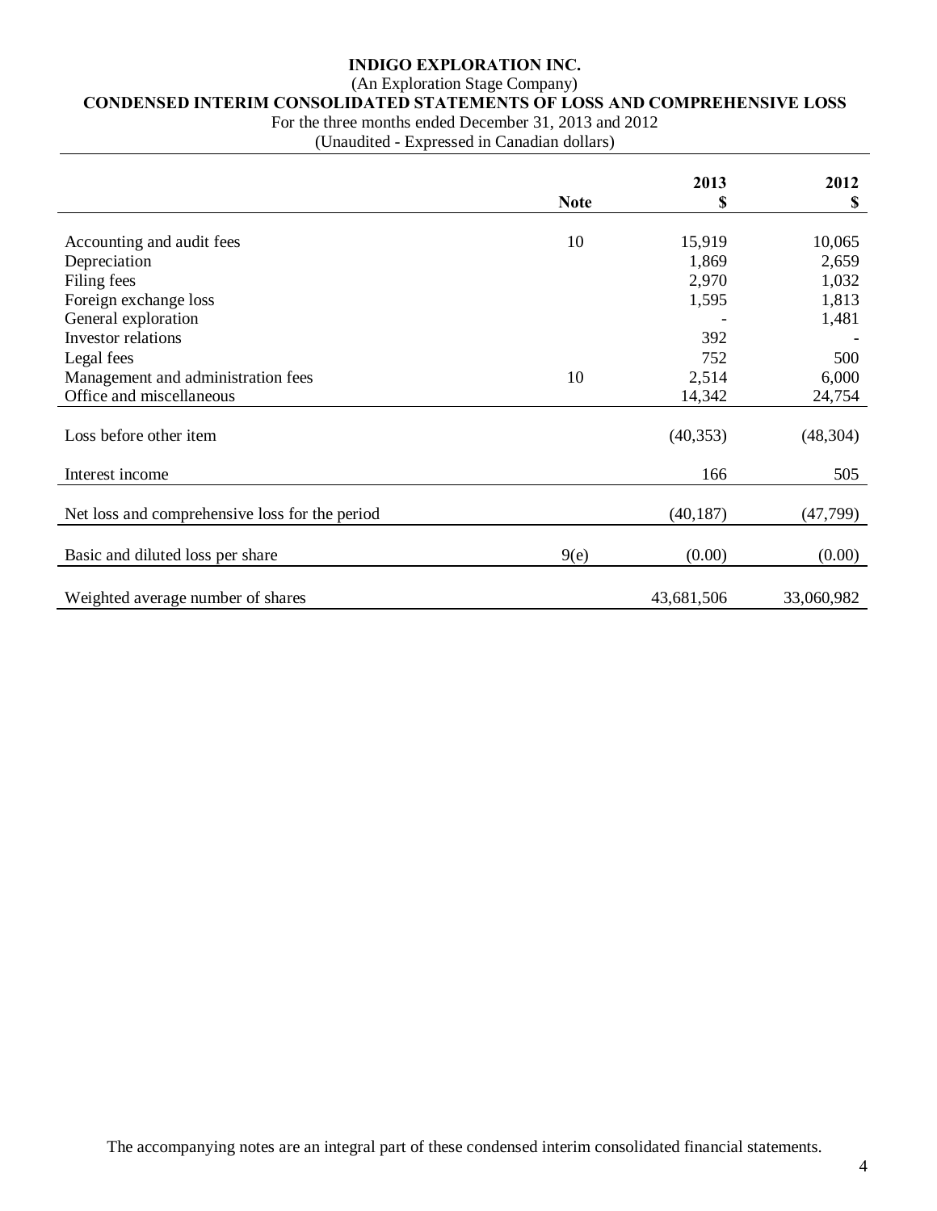# INDIGO EXPLORATION INC.

(An Exploration Stage Company)

## CONDENSED INTERIM CONSOLIDATED STATEMENTS OF LOSS AND COMPREHENSIVE LOSS

For the three months ended December 31, 2013 and 2012

(Unaudited - Expressed in Canadian dollars)

| | Note | 2013<br>$ | 2012<br>$ |
|---|---|---|---|
| Accounting and audit fees | 10 | 15,919 | 10,065 |
| Depreciation | | 1,869 | 2,659 |
| Filing fees | | 2,970 | 1,032 |
| Foreign exchange loss | | 1,595 | 1,813 |
| General exploration | | - | 1,481 |
| Investor relations | | 392 | - |
| Legal fees | | 752 | 500 |
| Management and administration fees | 10 | 2,514 | 6,000 |
| Office and miscellaneous | | 14,342 | 24,754 |
| Loss before other item | | (40,353) | (48,304) |
| Interest income | | 166 | 505 |
| Net loss and comprehensive loss for the period | | (40,187) | (47,799) |
| Basic and diluted loss per share | 9(e) | (0.00) | (0.00) |
| Weighted average number of shares | | 43,681,506 | 33,060,982 |

The accompanying notes are an integral part of these condensed interim consolidated financial statements.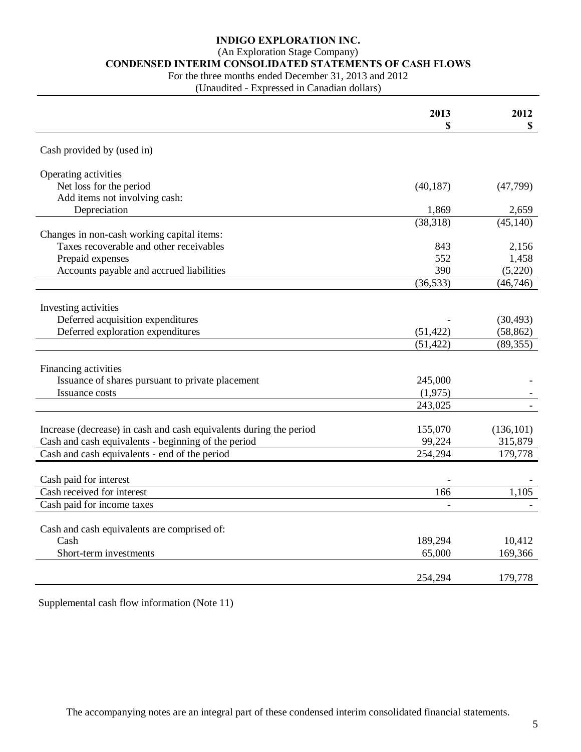# INDIGO EXPLORATION INC.

(An Exploration Stage Company)

## CONDENSED INTERIM CONSOLIDATED STATEMENTS OF CASH FLOWS

For the three months ended December 31, 2013 and 2012

(Unaudited - Expressed in Canadian dollars)

| | 2013 $ | 2012 $ |
|---|---|---|
| Cash provided by (used in) | | |
| Operating activities | | |
| Net loss for the period | (40,187) | (47,799) |
| Add items not involving cash: | | |
| Depreciation | 1,869 | 2,659 |
| | (38,318) | (45,140) |
| Changes in non-cash working capital items: | | |
| Taxes recoverable and other receivables | 843 | 2,156 |
| Prepaid expenses | 552 | 1,458 |
| Accounts payable and accrued liabilities | 390 | (5,220) |
| | (36,533) | (46,746) |
| Investing activities | | |
| Deferred acquisition expenditures | - | (30,493) |
| Deferred exploration expenditures | (51,422) | (58,862) |
| | (51,422) | (89,355) |
| Financing activities | | |
| Issuance of shares pursuant to private placement | 245,000 | - |
| Issuance costs | (1,975) | - |
| | 243,025 | - |
| Increase (decrease) in cash and cash equivalents during the period | 155,070 | (136,101) |
| Cash and cash equivalents - beginning of the period | 99,224 | 315,879 |
| Cash and cash equivalents - end of the period | 254,294 | 179,778 |
| Cash paid for interest | - | - |
| Cash received for interest | 166 | 1,105 |
| Cash paid for income taxes | - | - |
| Cash and cash equivalents are comprised of: | | |
| Cash | 189,294 | 10,412 |
| Short-term investments | 65,000 | 169,366 |
| | 254,294 | 179,778 |

Supplemental cash flow information (Note 11)

The accompanying notes are an integral part of these condensed interim consolidated financial statements.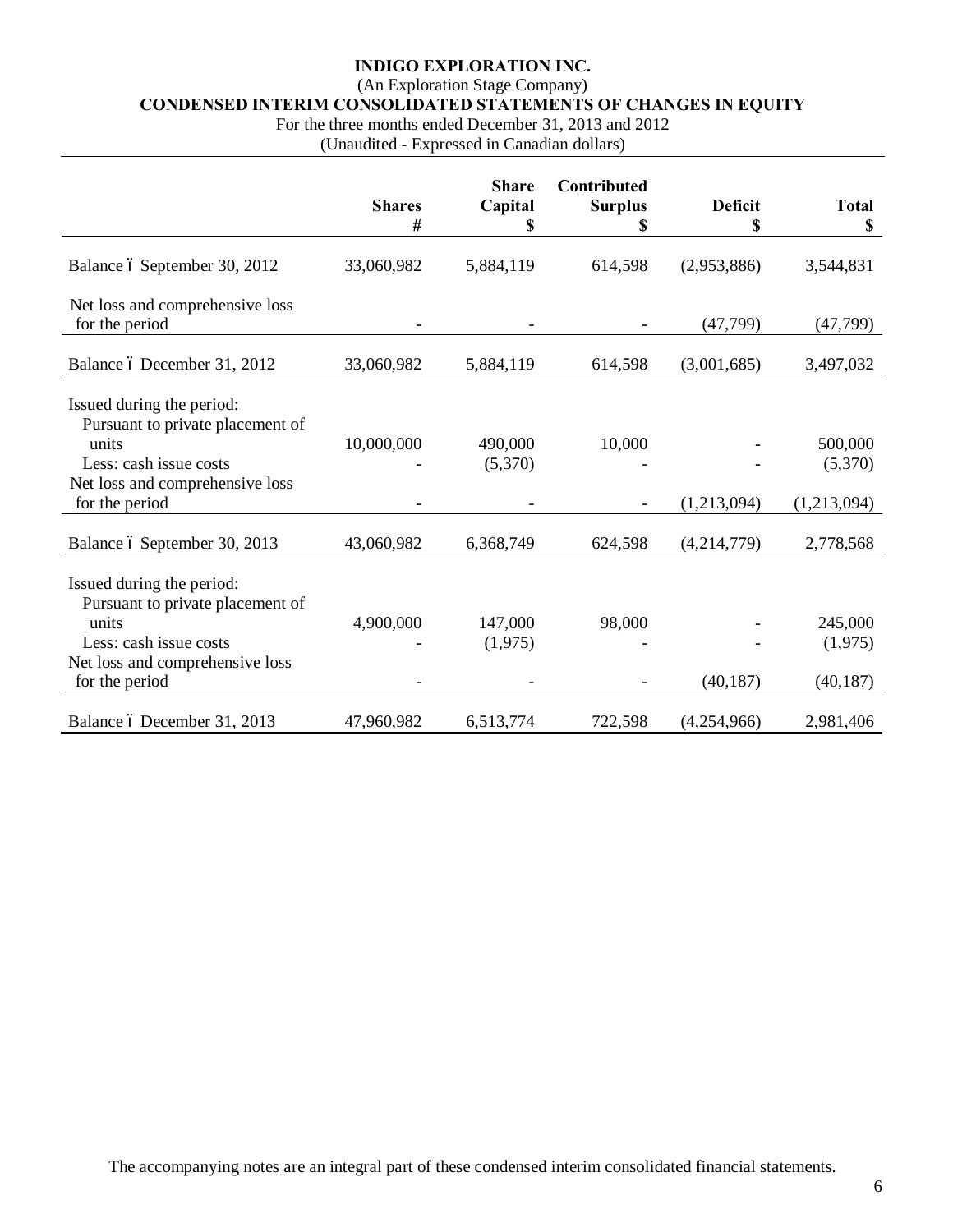# INDIGO EXPLORATION INC.

(An Exploration Stage Company)

**CONDENSED INTERIM CONSOLIDATED STATEMENTS OF CHANGES IN EQUITY**

For the three months ended December 31, 2013 and 2012

(Unaudited - Expressed in Canadian dollars)

| | Shares # | Share Capital $ | Contributed Surplus $ | Deficit $ | Total $ |
|---|---|---|---|---|---|
| Balance – September 30, 2012 | 33,060,982 | 5,884,119 | 614,598 | (2,953,886) | 3,544,831 |
| Net loss and comprehensive loss for the period | - | - | - | (47,799) | (47,799) |
| Balance – December 31, 2012 | 33,060,982 | 5,884,119 | 614,598 | (3,001,685) | 3,497,032 |
| Issued during the period: | | | | | |
| Pursuant to private placement of units | 10,000,000 | 490,000 | 10,000 | - | 500,000 |
| Less: cash issue costs | - | (5,370) | - | - | (5,370) |
| Net loss and comprehensive loss for the period | - | - | - | (1,213,094) | (1,213,094) |
| Balance – September 30, 2013 | 43,060,982 | 6,368,749 | 624,598 | (4,214,779) | 2,778,568 |
| Issued during the period: | | | | | |
| Pursuant to private placement of units | 4,900,000 | 147,000 | 98,000 | - | 245,000 |
| Less: cash issue costs | - | (1,975) | - | - | (1,975) |
| Net loss and comprehensive loss for the period | - | - | - | (40,187) | (40,187) |
| Balance – December 31, 2013 | 47,960,982 | 6,513,774 | 722,598 | (4,254,966) | 2,981,406 |

The accompanying notes are an integral part of these condensed interim consolidated financial statements.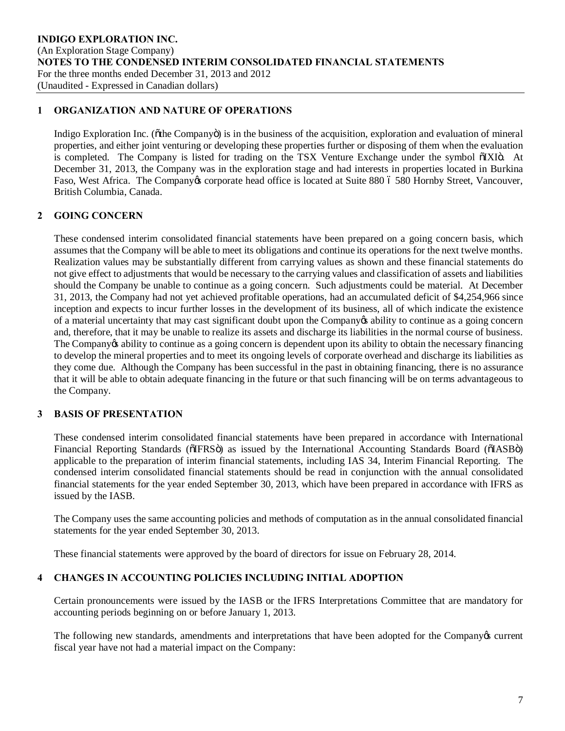**INDIGO EXPLORATION INC.**
(An Exploration Stage Company)
**NOTES TO THE CONDENSED INTERIM CONSOLIDATED FINANCIAL STATEMENTS**
For the three months ended December 31, 2013 and 2012
(Unaudited - Expressed in Canadian dollars)

## 1 ORGANIZATION AND NATURE OF OPERATIONS

Indigo Exploration Inc. ("the Company") is in the business of the acquisition, exploration and evaluation of mineral properties, and either joint venturing or developing these properties further or disposing of them when the evaluation is completed. The Company is listed for trading on the TSX Venture Exchange under the symbol "IXI". At December 31, 2013, the Company was in the exploration stage and had interests in properties located in Burkina Faso, West Africa. The Company's corporate head office is located at Suite 880 – 580 Hornby Street, Vancouver, British Columbia, Canada.

## 2 GOING CONCERN

These condensed interim consolidated financial statements have been prepared on a going concern basis, which assumes that the Company will be able to meet its obligations and continue its operations for the next twelve months. Realization values may be substantially different from carrying values as shown and these financial statements do not give effect to adjustments that would be necessary to the carrying values and classification of assets and liabilities should the Company be unable to continue as a going concern. Such adjustments could be material. At December 31, 2013, the Company had not yet achieved profitable operations, had an accumulated deficit of $4,254,966 since inception and expects to incur further losses in the development of its business, all of which indicate the existence of a material uncertainty that may cast significant doubt upon the Company's ability to continue as a going concern and, therefore, that it may be unable to realize its assets and discharge its liabilities in the normal course of business. The Company's ability to continue as a going concern is dependent upon its ability to obtain the necessary financing to develop the mineral properties and to meet its ongoing levels of corporate overhead and discharge its liabilities as they come due. Although the Company has been successful in the past in obtaining financing, there is no assurance that it will be able to obtain adequate financing in the future or that such financing will be on terms advantageous to the Company.

## 3 BASIS OF PRESENTATION

These condensed interim consolidated financial statements have been prepared in accordance with International Financial Reporting Standards ("IFRS") as issued by the International Accounting Standards Board ("IASB") applicable to the preparation of interim financial statements, including IAS 34, Interim Financial Reporting. The condensed interim consolidated financial statements should be read in conjunction with the annual consolidated financial statements for the year ended September 30, 2013, which have been prepared in accordance with IFRS as issued by the IASB.

The Company uses the same accounting policies and methods of computation as in the annual consolidated financial statements for the year ended September 30, 2013.

These financial statements were approved by the board of directors for issue on February 28, 2014.

## 4 CHANGES IN ACCOUNTING POLICIES INCLUDING INITIAL ADOPTION

Certain pronouncements were issued by the IASB or the IFRS Interpretations Committee that are mandatory for accounting periods beginning on or before January 1, 2013.

The following new standards, amendments and interpretations that have been adopted for the Company's current fiscal year have not had a material impact on the Company: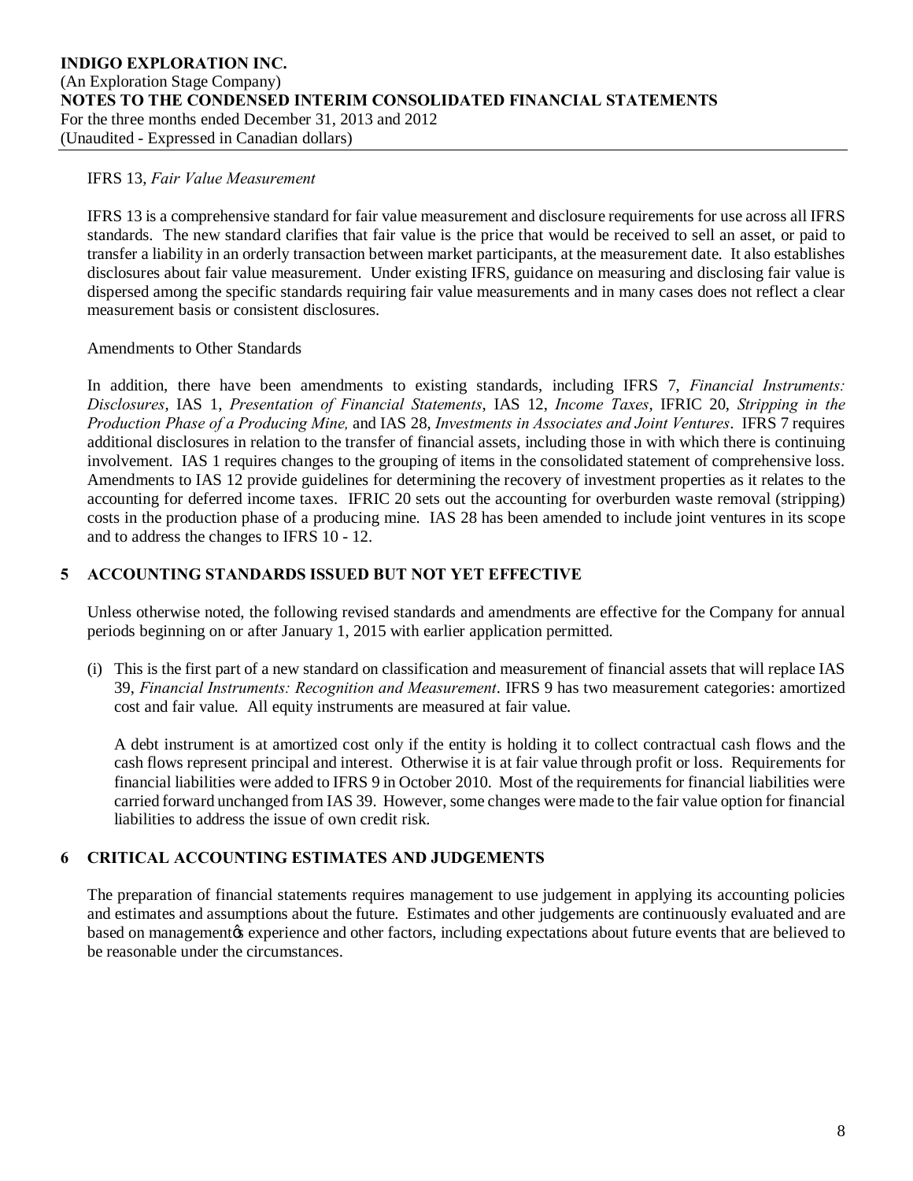IFRS 13, *Fair Value Measurement*

IFRS 13 is a comprehensive standard for fair value measurement and disclosure requirements for use across all IFRS standards. The new standard clarifies that fair value is the price that would be received to sell an asset, or paid to transfer a liability in an orderly transaction between market participants, at the measurement date. It also establishes disclosures about fair value measurement. Under existing IFRS, guidance on measuring and disclosing fair value is dispersed among the specific standards requiring fair value measurements and in many cases does not reflect a clear measurement basis or consistent disclosures.

Amendments to Other Standards

In addition, there have been amendments to existing standards, including IFRS 7, *Financial Instruments: Disclosures*, IAS 1, *Presentation of Financial Statements*, IAS 12, *Income Taxes*, IFRIC 20, *Stripping in the Production Phase of a Producing Mine,* and IAS 28, *Investments in Associates and Joint Ventures*. IFRS 7 requires additional disclosures in relation to the transfer of financial assets, including those in with which there is continuing involvement. IAS 1 requires changes to the grouping of items in the consolidated statement of comprehensive loss. Amendments to IAS 12 provide guidelines for determining the recovery of investment properties as it relates to the accounting for deferred income taxes. IFRIC 20 sets out the accounting for overburden waste removal (stripping) costs in the production phase of a producing mine. IAS 28 has been amended to include joint ventures in its scope and to address the changes to IFRS 10 - 12.

## 5 ACCOUNTING STANDARDS ISSUED BUT NOT YET EFFECTIVE

Unless otherwise noted, the following revised standards and amendments are effective for the Company for annual periods beginning on or after January 1, 2015 with earlier application permitted.

(i) This is the first part of a new standard on classification and measurement of financial assets that will replace IAS 39, *Financial Instruments: Recognition and Measurement*. IFRS 9 has two measurement categories: amortized cost and fair value. All equity instruments are measured at fair value.

   A debt instrument is at amortized cost only if the entity is holding it to collect contractual cash flows and the cash flows represent principal and interest. Otherwise it is at fair value through profit or loss. Requirements for financial liabilities were added to IFRS 9 in October 2010. Most of the requirements for financial liabilities were carried forward unchanged from IAS 39. However, some changes were made to the fair value option for financial liabilities to address the issue of own credit risk.

## 6 CRITICAL ACCOUNTING ESTIMATES AND JUDGEMENTS

The preparation of financial statements requires management to use judgement in applying its accounting policies and estimates and assumptions about the future. Estimates and other judgements are continuously evaluated and are based on management's experience and other factors, including expectations about future events that are believed to be reasonable under the circumstances.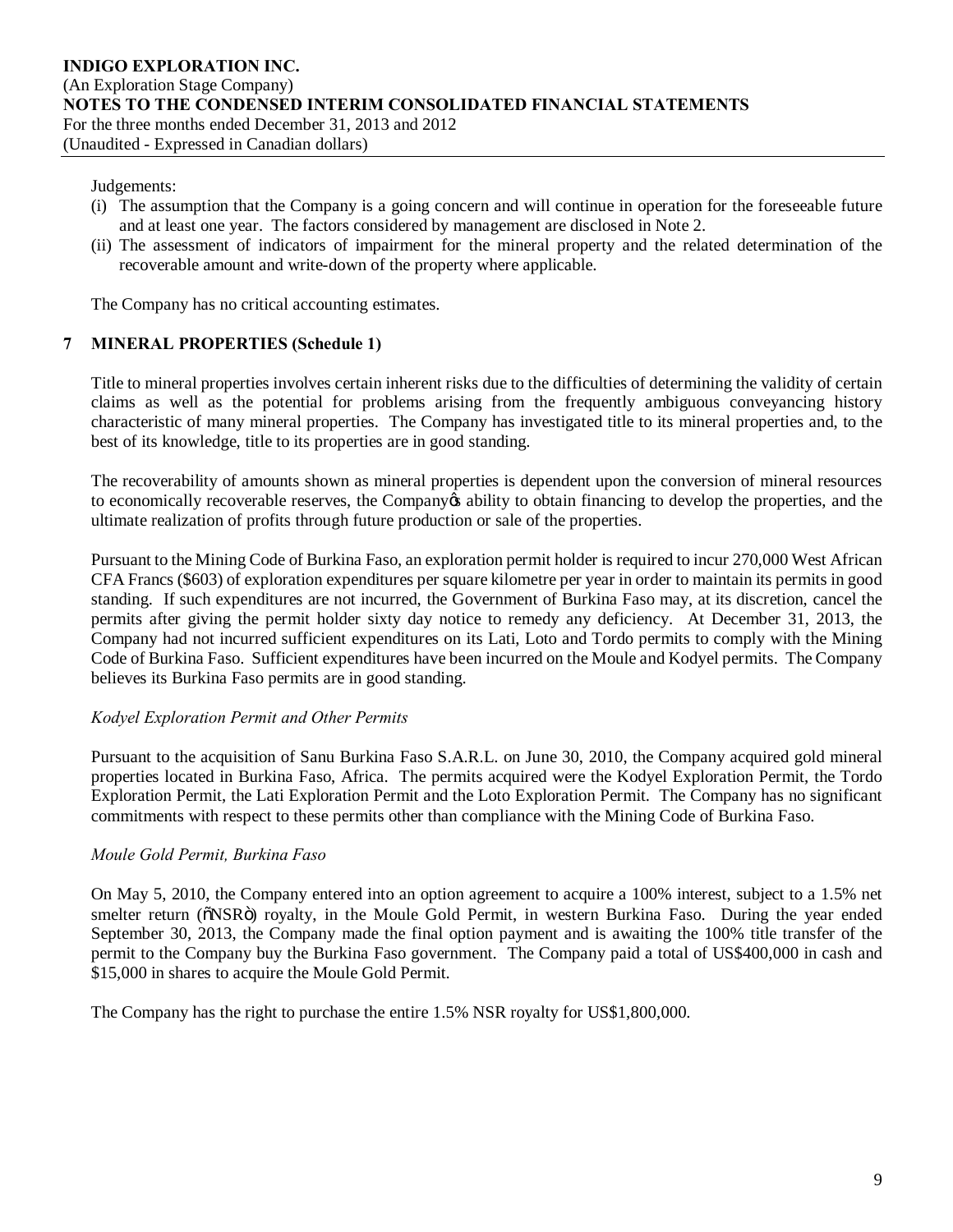Judgements:

(i) The assumption that the Company is a going concern and will continue in operation for the foreseeable future and at least one year. The factors considered by management are disclosed in Note 2.

(ii) The assessment of indicators of impairment for the mineral property and the related determination of the recoverable amount and write-down of the property where applicable.

The Company has no critical accounting estimates.

## 7 MINERAL PROPERTIES (Schedule 1)

Title to mineral properties involves certain inherent risks due to the difficulties of determining the validity of certain claims as well as the potential for problems arising from the frequently ambiguous conveyancing history characteristic of many mineral properties. The Company has investigated title to its mineral properties and, to the best of its knowledge, title to its properties are in good standing.

The recoverability of amounts shown as mineral properties is dependent upon the conversion of mineral resources to economically recoverable reserves, the Company's ability to obtain financing to develop the properties, and the ultimate realization of profits through future production or sale of the properties.

Pursuant to the Mining Code of Burkina Faso, an exploration permit holder is required to incur 270,000 West African CFA Francs ($603) of exploration expenditures per square kilometre per year in order to maintain its permits in good standing. If such expenditures are not incurred, the Government of Burkina Faso may, at its discretion, cancel the permits after giving the permit holder sixty day notice to remedy any deficiency. At December 31, 2013, the Company had not incurred sufficient expenditures on its Lati, Loto and Tordo permits to comply with the Mining Code of Burkina Faso. Sufficient expenditures have been incurred on the Moule and Kodyel permits. The Company believes its Burkina Faso permits are in good standing.

*Kodyel Exploration Permit and Other Permits*

Pursuant to the acquisition of Sanu Burkina Faso S.A.R.L. on June 30, 2010, the Company acquired gold mineral properties located in Burkina Faso, Africa. The permits acquired were the Kodyel Exploration Permit, the Tordo Exploration Permit, the Lati Exploration Permit and the Loto Exploration Permit. The Company has no significant commitments with respect to these permits other than compliance with the Mining Code of Burkina Faso.

*Moule Gold Permit, Burkina Faso*

On May 5, 2010, the Company entered into an option agreement to acquire a 100% interest, subject to a 1.5% net smelter return ("NSR") royalty, in the Moule Gold Permit, in western Burkina Faso. During the year ended September 30, 2013, the Company made the final option payment and is awaiting the 100% title transfer of the permit to the Company buy the Burkina Faso government. The Company paid a total of US$400,000 in cash and $15,000 in shares to acquire the Moule Gold Permit.

The Company has the right to purchase the entire 1.5% NSR royalty for US$1,800,000.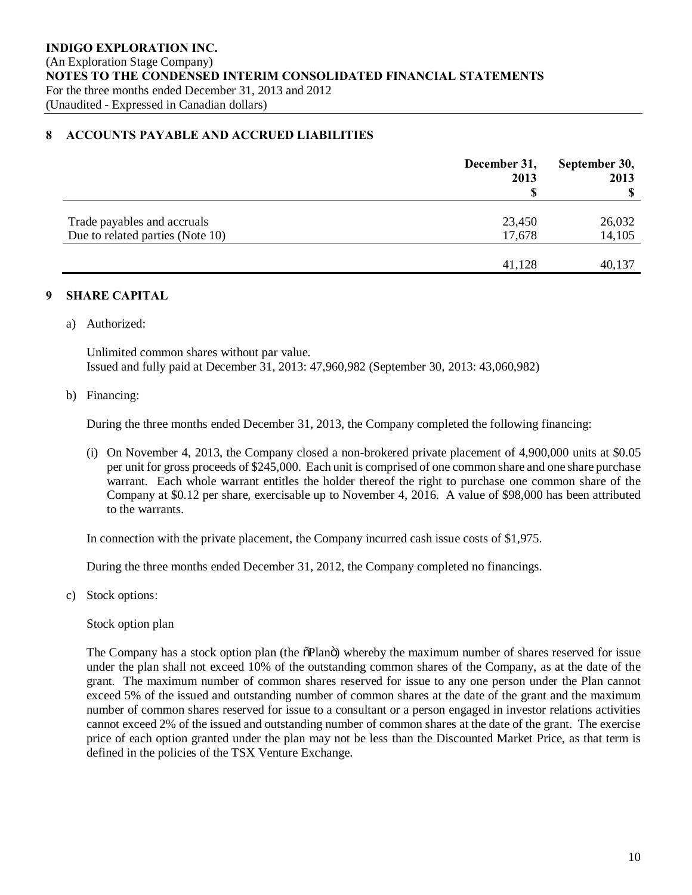## 8 ACCOUNTS PAYABLE AND ACCRUED LIABILITIES

| | December 31, 2013 $ | September 30, 2013 $ |
|---|---|---|
| Trade payables and accruals | 23,450 | 26,032 |
| Due to related parties (Note 10) | 17,678 | 14,105 |
| | 41,128 | 40,137 |

## 9 SHARE CAPITAL

a) Authorized:

Unlimited common shares without par value.
Issued and fully paid at December 31, 2013: 47,960,982 (September 30, 2013: 43,060,982)

b) Financing:

During the three months ended December 31, 2013, the Company completed the following financing:

(i) On November 4, 2013, the Company closed a non-brokered private placement of 4,900,000 units at $0.05 per unit for gross proceeds of $245,000. Each unit is comprised of one common share and one share purchase warrant. Each whole warrant entitles the holder thereof the right to purchase one common share of the Company at $0.12 per share, exercisable up to November 4, 2016. A value of $98,000 has been attributed to the warrants.

In connection with the private placement, the Company incurred cash issue costs of $1,975.

During the three months ended December 31, 2012, the Company completed no financings.

c) Stock options:

Stock option plan

The Company has a stock option plan (the "Plan") whereby the maximum number of shares reserved for issue under the plan shall not exceed 10% of the outstanding common shares of the Company, as at the date of the grant. The maximum number of common shares reserved for issue to any one person under the Plan cannot exceed 5% of the issued and outstanding number of common shares at the date of the grant and the maximum number of common shares reserved for issue to a consultant or a person engaged in investor relations activities cannot exceed 2% of the issued and outstanding number of common shares at the date of the grant. The exercise price of each option granted under the plan may not be less than the Discounted Market Price, as that term is defined in the policies of the TSX Venture Exchange.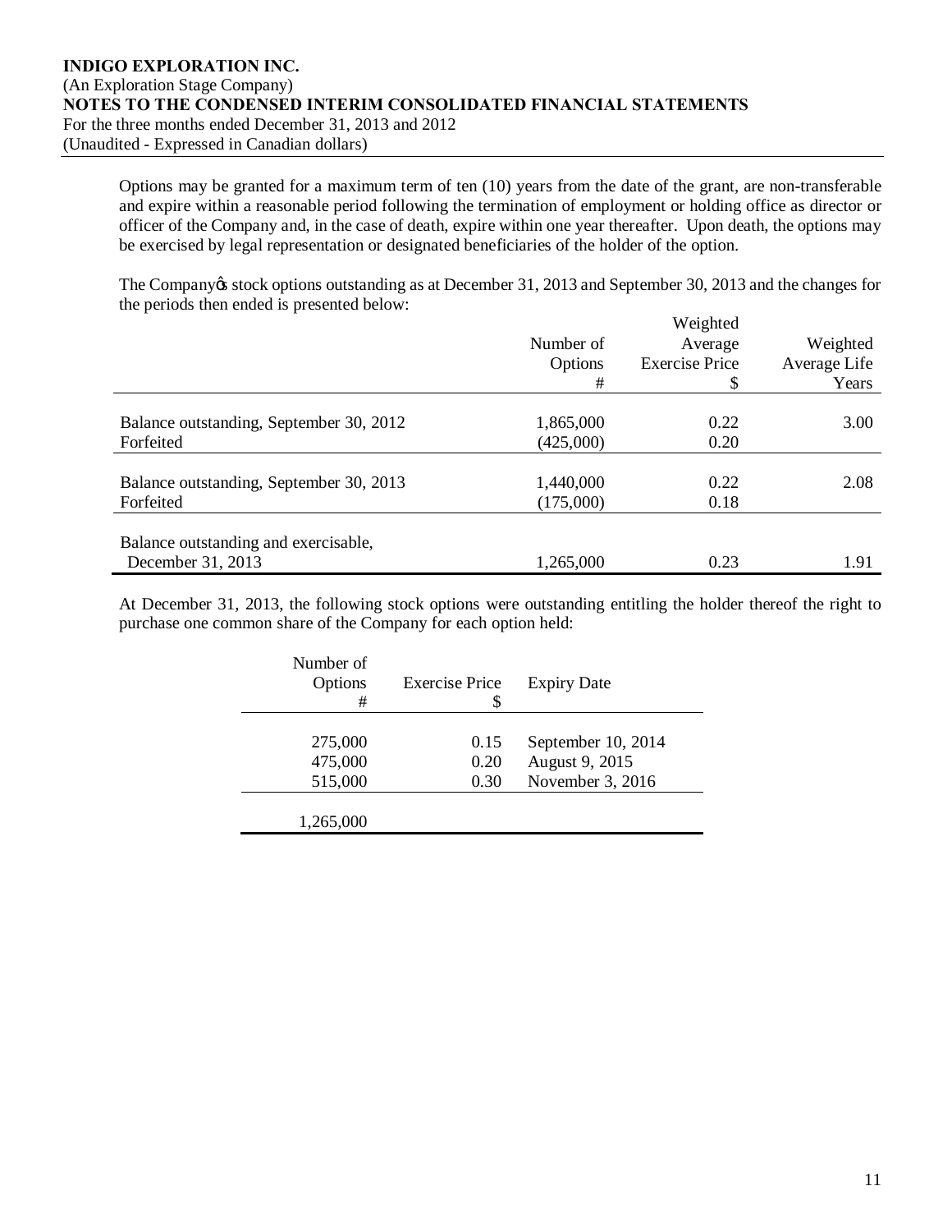Options may be granted for a maximum term of ten (10) years from the date of the grant, are non-transferable and expire within a reasonable period following the termination of employment or holding office as director or officer of the Company and, in the case of death, expire within one year thereafter. Upon death, the options may be exercised by legal representation or designated beneficiaries of the holder of the option.

The Company's stock options outstanding as at December 31, 2013 and September 30, 2013 and the changes for the periods then ended is presented below:

| | Number of Options # | Weighted Average Exercise Price $ | Weighted Average Life Years |
|---|---|---|---|
| Balance outstanding, September 30, 2012 | 1,865,000 | 0.22 | 3.00 |
| Forfeited | (425,000) | 0.20 | |
| Balance outstanding, September 30, 2013 | 1,440,000 | 0.22 | 2.08 |
| Forfeited | (175,000) | 0.18 | |
| Balance outstanding and exercisable, December 31, 2013 | 1,265,000 | 0.23 | 1.91 |

At December 31, 2013, the following stock options were outstanding entitling the holder thereof the right to purchase one common share of the Company for each option held:

| Number of Options # | Exercise Price $ | Expiry Date |
|---|---|---|
| 275,000 | 0.15 | September 10, 2014 |
| 475,000 | 0.20 | August 9, 2015 |
| 515,000 | 0.30 | November 3, 2016 |
| 1,265,000 | | |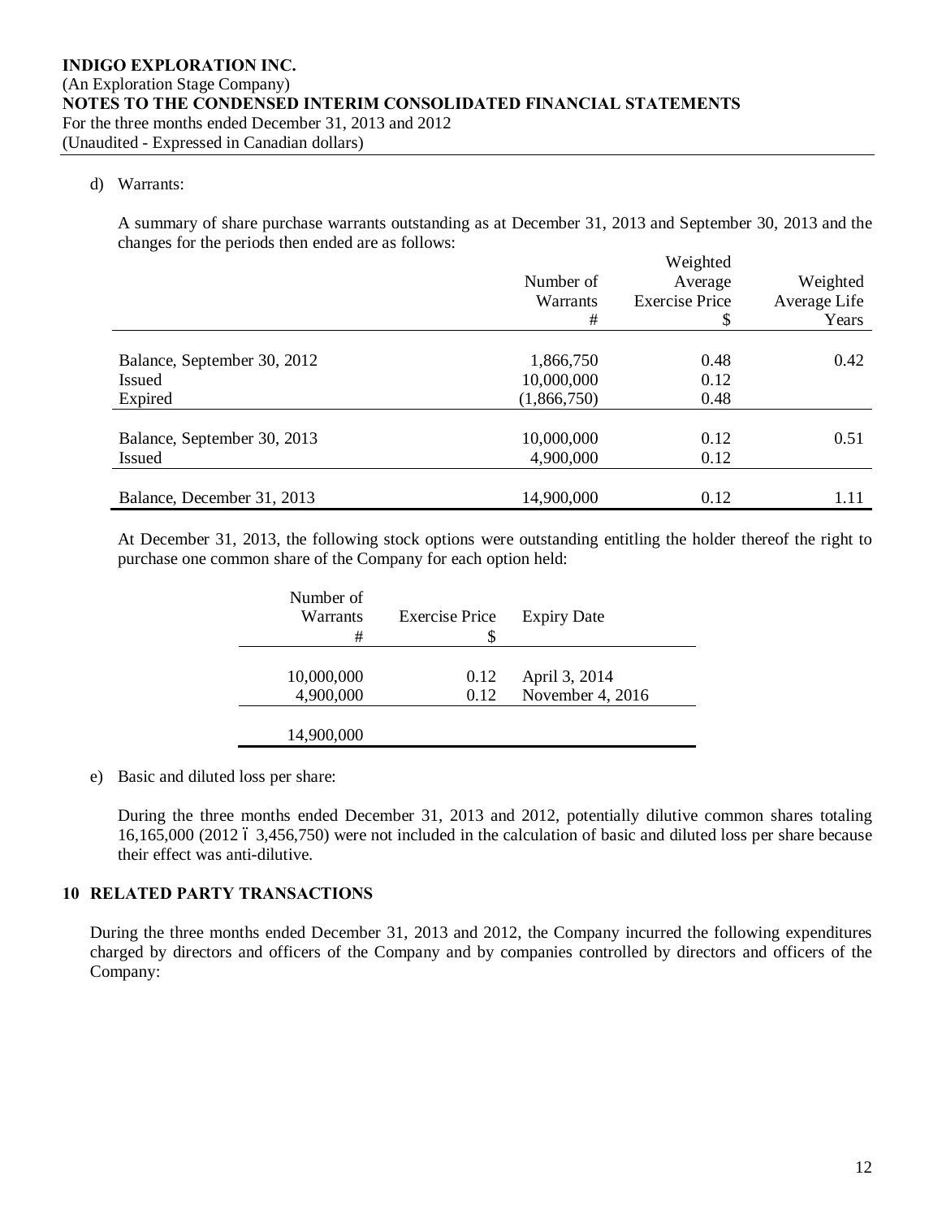**INDIGO EXPLORATION INC.**
(An Exploration Stage Company)
**NOTES TO THE CONDENSED INTERIM CONSOLIDATED FINANCIAL STATEMENTS**
For the three months ended December 31, 2013 and 2012
(Unaudited - Expressed in Canadian dollars)

d) Warrants:

A summary of share purchase warrants outstanding as at December 31, 2013 and September 30, 2013 and the changes for the periods then ended are as follows:

| | Number of Warrants # | Weighted Average Exercise Price $ | Weighted Average Life Years |
|---|---|---|---|
| Balance, September 30, 2012 | 1,866,750 | 0.48 | 0.42 |
| Issued | 10,000,000 | 0.12 | |
| Expired | (1,866,750) | 0.48 | |
| Balance, September 30, 2013 | 10,000,000 | 0.12 | 0.51 |
| Issued | 4,900,000 | 0.12 | |
| Balance, December 31, 2013 | 14,900,000 | 0.12 | 1.11 |

At December 31, 2013, the following stock options were outstanding entitling the holder thereof the right to purchase one common share of the Company for each option held:

| Number of Warrants # | Exercise Price $ | Expiry Date |
|---|---|---|
| 10,000,000 | 0.12 | April 3, 2014 |
| 4,900,000 | 0.12 | November 4, 2016 |
| 14,900,000 | | |

e) Basic and diluted loss per share:

During the three months ended December 31, 2013 and 2012, potentially dilutive common shares totaling 16,165,000 (2012 – 3,456,750) were not included in the calculation of basic and diluted loss per share because their effect was anti-dilutive.

## 10 RELATED PARTY TRANSACTIONS

During the three months ended December 31, 2013 and 2012, the Company incurred the following expenditures charged by directors and officers of the Company and by companies controlled by directors and officers of the Company: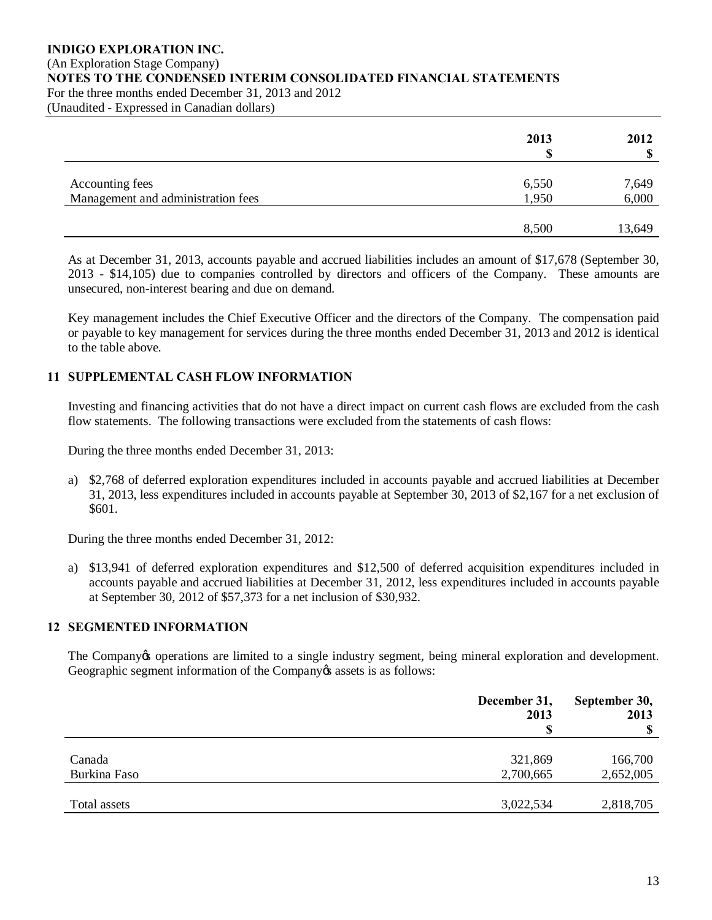|  | 2013<br>$ | 2012<br>$ |
| --- | --- | --- |
| Accounting fees | 6,550 | 7,649 |
| Management and administration fees | 1,950 | 6,000 |
|  | 8,500 | 13,649 |

As at December 31, 2013, accounts payable and accrued liabilities includes an amount of $17,678 (September 30, 2013 - $14,105) due to companies controlled by directors and officers of the Company. These amounts are unsecured, non-interest bearing and due on demand.

Key management includes the Chief Executive Officer and the directors of the Company. The compensation paid or payable to key management for services during the three months ended December 31, 2013 and 2012 is identical to the table above.

## 11 SUPPLEMENTAL CASH FLOW INFORMATION

Investing and financing activities that do not have a direct impact on current cash flows are excluded from the cash flow statements. The following transactions were excluded from the statements of cash flows:

During the three months ended December 31, 2013:

a) $2,768 of deferred exploration expenditures included in accounts payable and accrued liabilities at December 31, 2013, less expenditures included in accounts payable at September 30, 2013 of $2,167 for a net exclusion of $601.

During the three months ended December 31, 2012:

a) $13,941 of deferred exploration expenditures and $12,500 of deferred acquisition expenditures included in accounts payable and accrued liabilities at December 31, 2012, less expenditures included in accounts payable at September 30, 2012 of $57,373 for a net inclusion of $30,932.

## 12 SEGMENTED INFORMATION

The Company's operations are limited to a single industry segment, being mineral exploration and development. Geographic segment information of the Company's assets is as follows:

|  | December 31, 2013<br>$ | September 30, 2013<br>$ |
| --- | --- | --- |
| Canada | 321,869 | 166,700 |
| Burkina Faso | 2,700,665 | 2,652,005 |
| Total assets | 3,022,534 | 2,818,705 |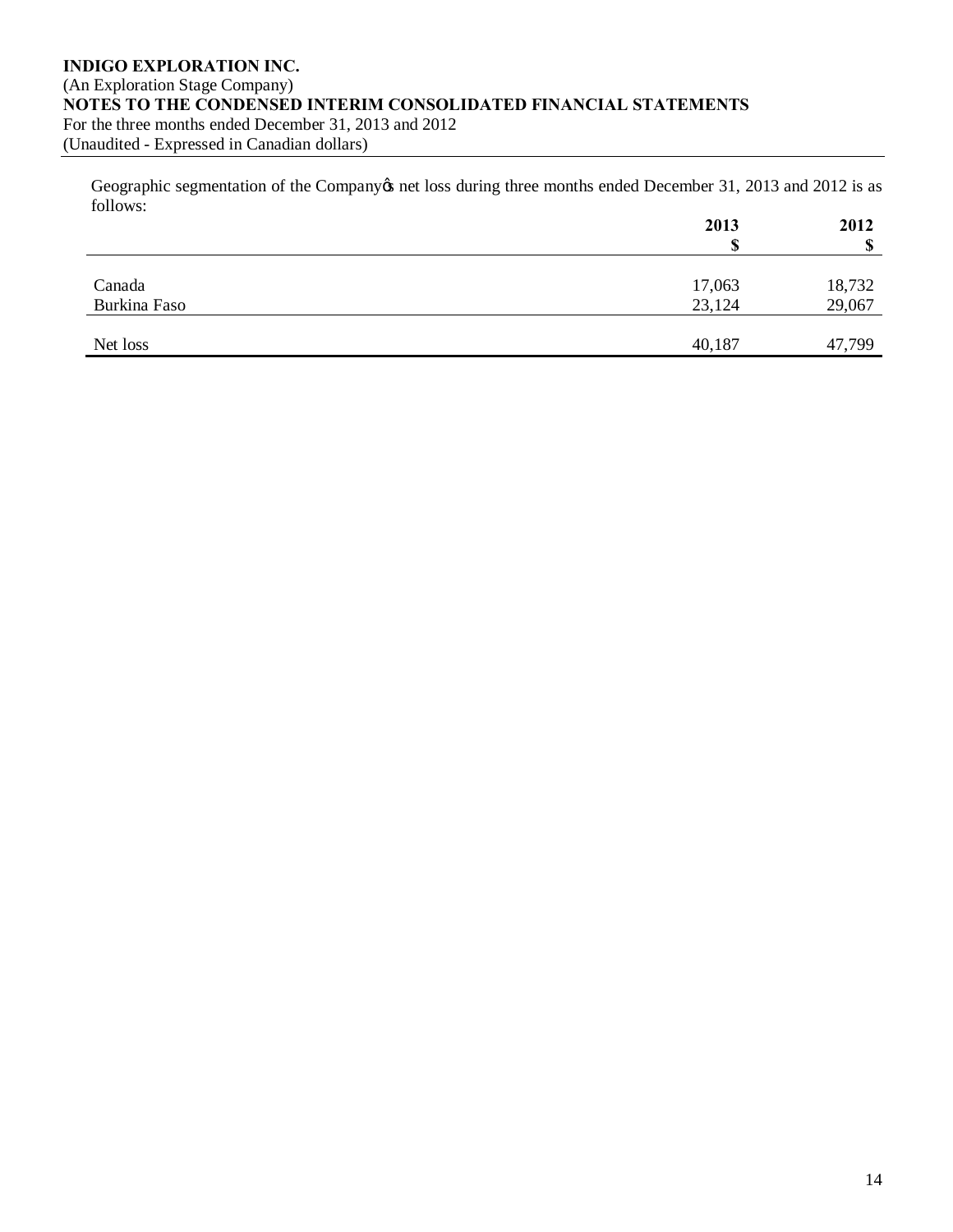**INDIGO EXPLORATION INC.**
(An Exploration Stage Company)
**NOTES TO THE CONDENSED INTERIM CONSOLIDATED FINANCIAL STATEMENTS**
For the three months ended December 31, 2013 and 2012
(Unaudited - Expressed in Canadian dollars)

Geographic segmentation of the Company's net loss during three months ended December 31, 2013 and 2012 is as follows:

| | 2013<br>$ | 2012<br>$ |
|---|---|---|
| Canada | 17,063 | 18,732 |
| Burkina Faso | 23,124 | 29,067 |
| Net loss | 40,187 | 47,799 |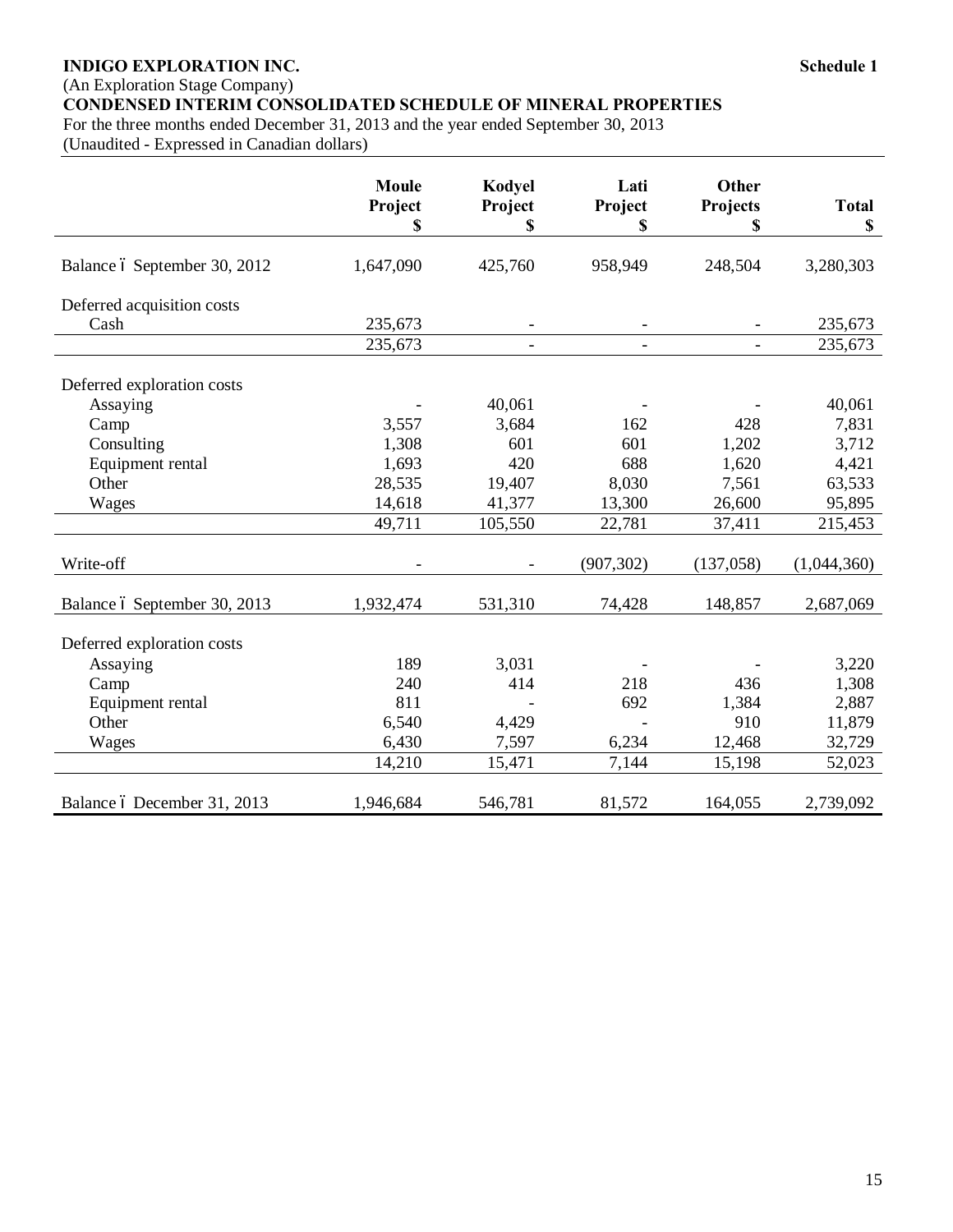**INDIGO EXPLORATION INC.** **Schedule 1**

(An Exploration Stage Company)

**CONDENSED INTERIM CONSOLIDATED SCHEDULE OF MINERAL PROPERTIES**

For the three months ended December 31, 2013 and the year ended September 30, 2013

(Unaudited - Expressed in Canadian dollars)

| | Moule Project $ | Kodyel Project $ | Lati Project $ | Other Projects $ | Total $ |
|---|---|---|---|---|---|
| Balance – September 30, 2012 | 1,647,090 | 425,760 | 958,949 | 248,504 | 3,280,303 |
| Deferred acquisition costs | | | | | |
| Cash | 235,673 | - | - | - | 235,673 |
| | 235,673 | - | - | - | 235,673 |
| Deferred exploration costs | | | | | |
| Assaying | - | 40,061 | - | - | 40,061 |
| Camp | 3,557 | 3,684 | 162 | 428 | 7,831 |
| Consulting | 1,308 | 601 | 601 | 1,202 | 3,712 |
| Equipment rental | 1,693 | 420 | 688 | 1,620 | 4,421 |
| Other | 28,535 | 19,407 | 8,030 | 7,561 | 63,533 |
| Wages | 14,618 | 41,377 | 13,300 | 26,600 | 95,895 |
| | 49,711 | 105,550 | 22,781 | 37,411 | 215,453 |
| Write-off | - | - | (907,302) | (137,058) | (1,044,360) |
| Balance – September 30, 2013 | 1,932,474 | 531,310 | 74,428 | 148,857 | 2,687,069 |
| Deferred exploration costs | | | | | |
| Assaying | 189 | 3,031 | - | - | 3,220 |
| Camp | 240 | 414 | 218 | 436 | 1,308 |
| Equipment rental | 811 | - | 692 | 1,384 | 2,887 |
| Other | 6,540 | 4,429 | - | 910 | 11,879 |
| Wages | 6,430 | 7,597 | 6,234 | 12,468 | 32,729 |
| | 14,210 | 15,471 | 7,144 | 15,198 | 52,023 |
| Balance – December 31, 2013 | 1,946,684 | 546,781 | 81,572 | 164,055 | 2,739,092 |